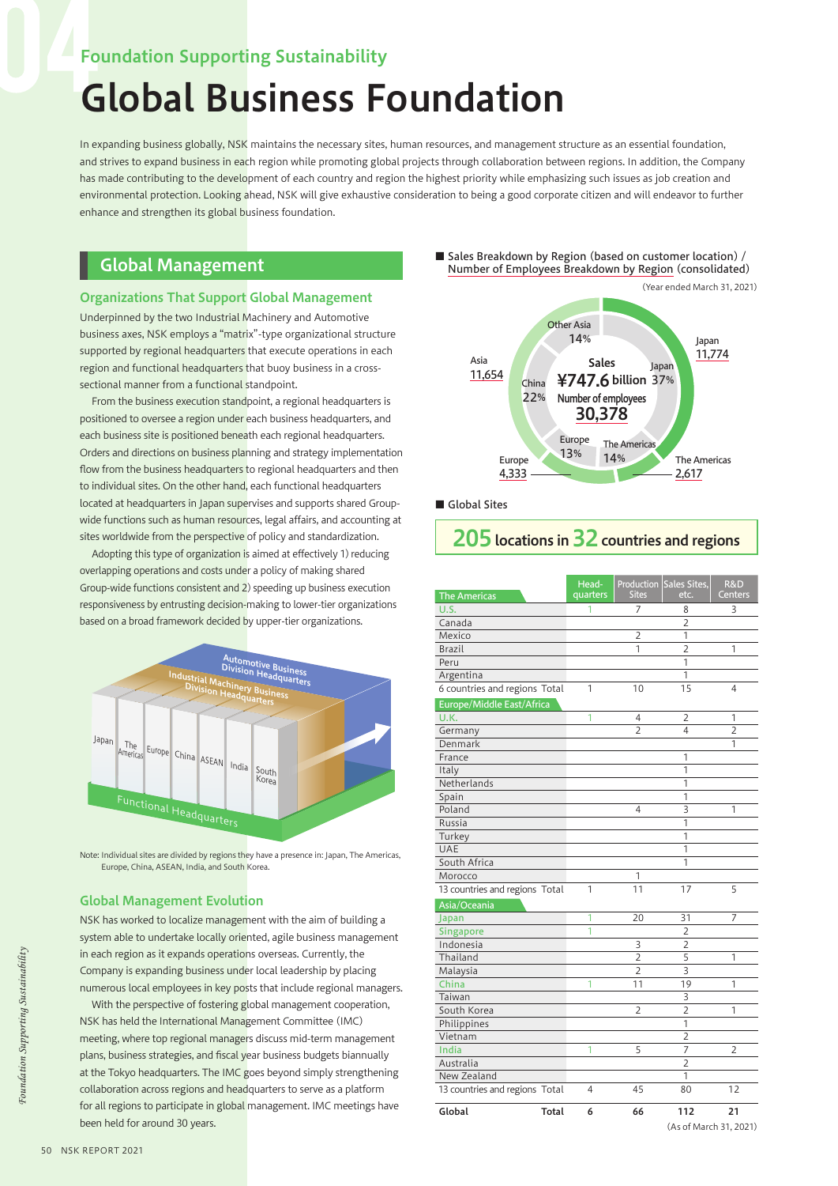# Foundation Supporting Sustainability

# Global Business Foundation

In expanding business globally, NSK maintains the necessary sites, human resources, and management structure as an essential foundation, and strives to expand business in each region while promoting global projects through collaboration between regions. In addition, the Company has made contributing to the development of each country and region the highest priority while emphasizing such issues as job creation and environmental protection. Looking ahead, NSK will give exhaustive consideration to being a good corporate citizen and will endeavor to further enhance and strengthen its global business foundation.

## Global Management

### Organizations That Support Global Management

Underpinned by the two Industrial Machinery and Automotive business axes, NSK employs a "matrix"-type organizational structure supported by regional headquarters that execute operations in each region and functional headquarters that buoy business in a cross-sectional manner from a functional standpoint.

From the business execution standpoint, a regional headquarters is positioned to oversee a region under each business headquarters, and each business site is positioned beneath each regional headquarters. Orders and directions on business planning and strategy implementation flow from the business headquarters to regional headquarters and then to individual sites. On the other hand, each functional headquarters located at headquarters in Japan supervises and supports shared Group-wide functions such as human resources, legal affairs, and accounting at sites worldwide from the perspective of policy and standardization.

Adopting this type of organization is aimed at effectively 1) reducing overlapping operations and costs under a policy of making shared Group-wide functions consistent and 2) speeding up business execution responsiveness by entrusting decision-making to lower-tier organizations based on a broad framework decided by upper-tier organizations.

Automotive Business Division Headquarters
Industrial Machinery Business Division Headquarters
Japan | The Americas | Europe | China | ASEAN | India | South Korea
Functional Headquarters

Note: Individual sites are divided by regions they have a presence in: Japan, The Americas, Europe, China, ASEAN, India, and South Korea.

### Global Management Evolution

NSK has worked to localize management with the aim of building a system able to undertake locally oriented, agile business management in each region as it expands operations overseas. Currently, the Company is expanding business under local leadership by placing numerous local employees in key posts that include regional managers.

With the perspective of fostering global management cooperation, NSK has held the International Management Committee (IMC) meeting, where top regional managers discuss mid-term management plans, business strategies, and fiscal year business budgets biannually at the Tokyo headquarters. The IMC goes beyond simply strengthening collaboration across regions and headquarters to serve as a platform for all regions to participate in global management. IMC meetings have been held for around 30 years.

■ Sales Breakdown by Region (based on customer location) / Number of Employees Breakdown by Region (consolidated)

(Year ended March 31, 2021)

Sales ¥747.6 billion
Number of employees 30,378

| Region | Sales | Number of employees |
|---|---|---|
| Japan | 37% | 11,774 |
| The Americas | 14% | 2,617 |
| Europe | 13% | 4,333 |
| China | 22% | Asia 11,654 |
| Other Asia | 14% | |

■ Global Sites

## 205 locations in 32 countries and regions

| | Head-quarters | Production Sites | Sales Sites, etc. | R&D Centers |
|---|---|---|---|---|
| **The Americas** | | | | |
| U.S. | 1 | 7 | 8 | 3 |
| Canada | | | 2 | |
| Mexico | | 2 | 1 | |
| Brazil | | 1 | 2 | 1 |
| Peru | | | 1 | |
| Argentina | | | 1 | |
| 6 countries and regions Total | 1 | 10 | 15 | 4 |
| **Europe/Middle East/Africa** | | | | |
| U.K. | 1 | 4 | 2 | 1 |
| Germany | | 2 | 4 | 2 |
| Denmark | | | | 1 |
| France | | | 1 | |
| Italy | | | 1 | |
| Netherlands | | | 1 | |
| Spain | | | 1 | |
| Poland | | 4 | 3 | 1 |
| Russia | | | 1 | |
| Turkey | | | 1 | |
| UAE | | | 1 | |
| South Africa | | | 1 | |
| Morocco | | 1 | | |
| 13 countries and regions Total | 1 | 11 | 17 | 5 |
| **Asia/Oceania** | | | | |
| Japan | 1 | 20 | 31 | 7 |
| Singapore | 1 | | 2 | |
| Indonesia | | 3 | 2 | |
| Thailand | | 2 | 5 | 1 |
| Malaysia | | 2 | 3 | |
| China | 1 | 11 | 19 | 1 |
| Taiwan | | | 3 | |
| South Korea | | 2 | 2 | 1 |
| Philippines | | | 1 | |
| Vietnam | | | 2 | |
| India | 1 | 5 | 7 | 2 |
| Australia | | | 2 | |
| New Zealand | | | 1 | |
| 13 countries and regions Total | 4 | 45 | 80 | 12 |
| **Global Total** | 6 | 66 | 112 | 21 |

(As of March 31, 2021)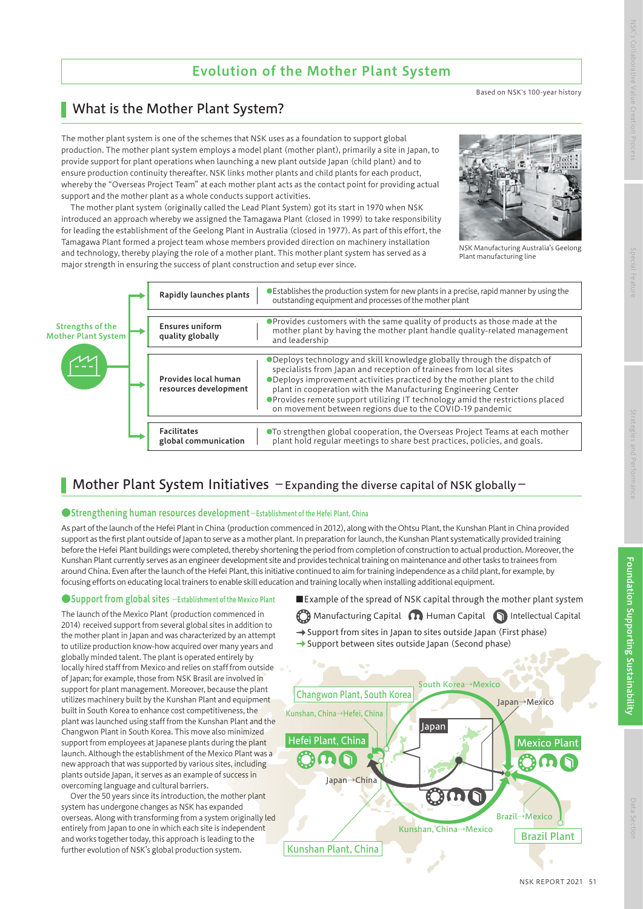# Evolution of the Mother Plant System

Based on NSK's 100-year history

## What is the Mother Plant System?

The mother plant system is one of the schemes that NSK uses as a foundation to support global production. The mother plant system employs a model plant (mother plant), primarily a site in Japan, to provide support for plant operations when launching a new plant outside Japan (child plant) and to ensure production continuity thereafter. NSK links mother plants and child plants for each product, whereby the "Overseas Project Team" at each mother plant acts as the contact point for providing actual support and the mother plant as a whole conducts support activities.

The mother plant system (originally called the Lead Plant System) got its start in 1970 when NSK introduced an approach whereby we assigned the Tamagawa Plant (closed in 1999) to take responsibility for leading the establishment of the Geelong Plant in Australia (closed in 1977). As part of this effort, the Tamagawa Plant formed a project team whose members provided direction on machinery installation and technology, thereby playing the role of a mother plant. This mother plant system has served as a major strength in ensuring the success of plant construction and setup ever since.

NSK Manufacturing Australia's Geelong Plant manufacturing line

**Strengths of the Mother Plant System**

| | |
|---|---|
| **Rapidly launches plants** | ● Establishes the production system for new plants in a precise, rapid manner by using the outstanding equipment and processes of the mother plant |
| **Ensures uniform quality globally** | ● Provides customers with the same quality of products as those made at the mother plant by having the mother plant handle quality-related management and leadership |
| **Provides local human resources development** | ● Deploys technology and skill knowledge globally through the dispatch of specialists from Japan and reception of trainees from local sites<br>● Deploys improvement activities practiced by the mother plant to the child plant in cooperation with the Manufacturing Engineering Center<br>● Provides remote support utilizing IT technology amid the restrictions placed on movement between regions due to the COVID-19 pandemic |
| **Facilitates global communication** | ● To strengthen global cooperation, the Overseas Project Teams at each mother plant hold regular meetings to share best practices, policies, and goals. |

## Mother Plant System Initiatives — Expanding the diverse capital of NSK globally —

### ● Strengthening human resources development —Establishment of the Hefei Plant, China

As part of the launch of the Hefei Plant in China (production commenced in 2012), along with the Ohtsu Plant, the Kunshan Plant in China provided support as the first plant outside of Japan to serve as a mother plant. In preparation for launch, the Kunshan Plant systematically provided training before the Hefei Plant buildings were completed, thereby shortening the period from completion of construction to actual production. Moreover, the Kunshan Plant currently serves as an engineer development site and provides technical training on maintenance and other tasks to trainees from around China. Even after the launch of the Hefei Plant, this initiative continued to aim for training independence as a child plant, for example, by focusing efforts on educating local trainers to enable skill education and training locally when installing additional equipment.

### ● Support from global sites —Establishment of the Mexico Plant

The launch of the Mexico Plant (production commenced in 2014) received support from several global sites in addition to the mother plant in Japan and was characterized by an attempt to utilize production know-how acquired over many years and globally minded talent. The plant is operated entirely by locally hired staff from Mexico and relies on staff from outside of Japan; for example, those from NSK Brasil are involved in support for plant management. Moreover, because the plant utilizes machinery built by the Kunshan Plant and equipment built in South Korea to enhance cost competitiveness, the plant was launched using staff from the Kunshan Plant and the Changwon Plant in South Korea. This move also minimized support from employees at Japanese plants during the plant launch. Although the establishment of the Mexico Plant was a new approach that was supported by various sites, including plants outside Japan, it serves as an example of success in overcoming language and cultural barriers.

Over the 50 years since its introduction, the mother plant system has undergone changes as NSK has expanded overseas. Along with transforming from a system originally led entirely from Japan to one in which each site is independent and works together today, this approach is leading to the further evolution of NSK's global production system.

■ Example of the spread of NSK capital through the mother plant system

Manufacturing Capital  Human Capital  Intellectual Capital

→ Support from sites in Japan to sites outside Japan (First phase)
→ Support between sites outside Japan (Second phase)

Changwon Plant, South Korea
South Korea→Mexico
Japan→Mexico
Kunshan, China→Hefei, China
Japan
Hefei Plant, China
Mexico Plant
Japan→China
Brazil→Mexico
Kunshan, China→Mexico
Brazil Plant
Kunshan Plant, China